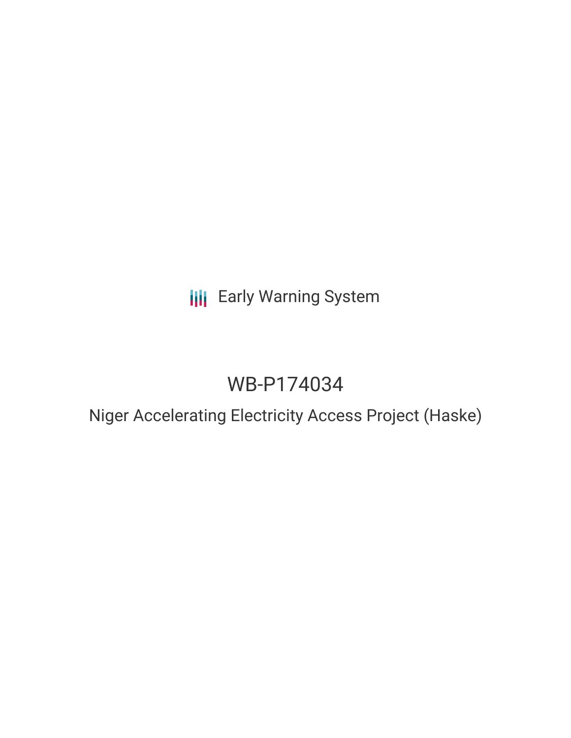Early Warning System

# WB-P174034

## Niger Accelerating Electricity Access Project (Haske)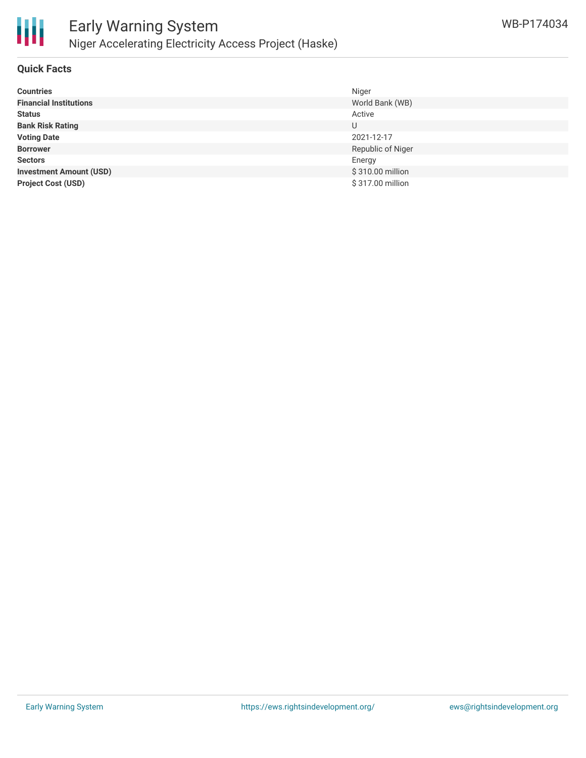# Early Warning System

## Niger Accelerating Electricity Access Project (Haske)

WB-P174034

### Quick Facts

| | |
|---|---|
| **Countries** | Niger |
| **Financial Institutions** | World Bank (WB) |
| **Status** | Active |
| **Bank Risk Rating** | U |
| **Voting Date** | 2021-12-17 |
| **Borrower** | Republic of Niger |
| **Sectors** | Energy |
| **Investment Amount (USD)** | $ 310.00 million |
| **Project Cost (USD)** | $ 317.00 million |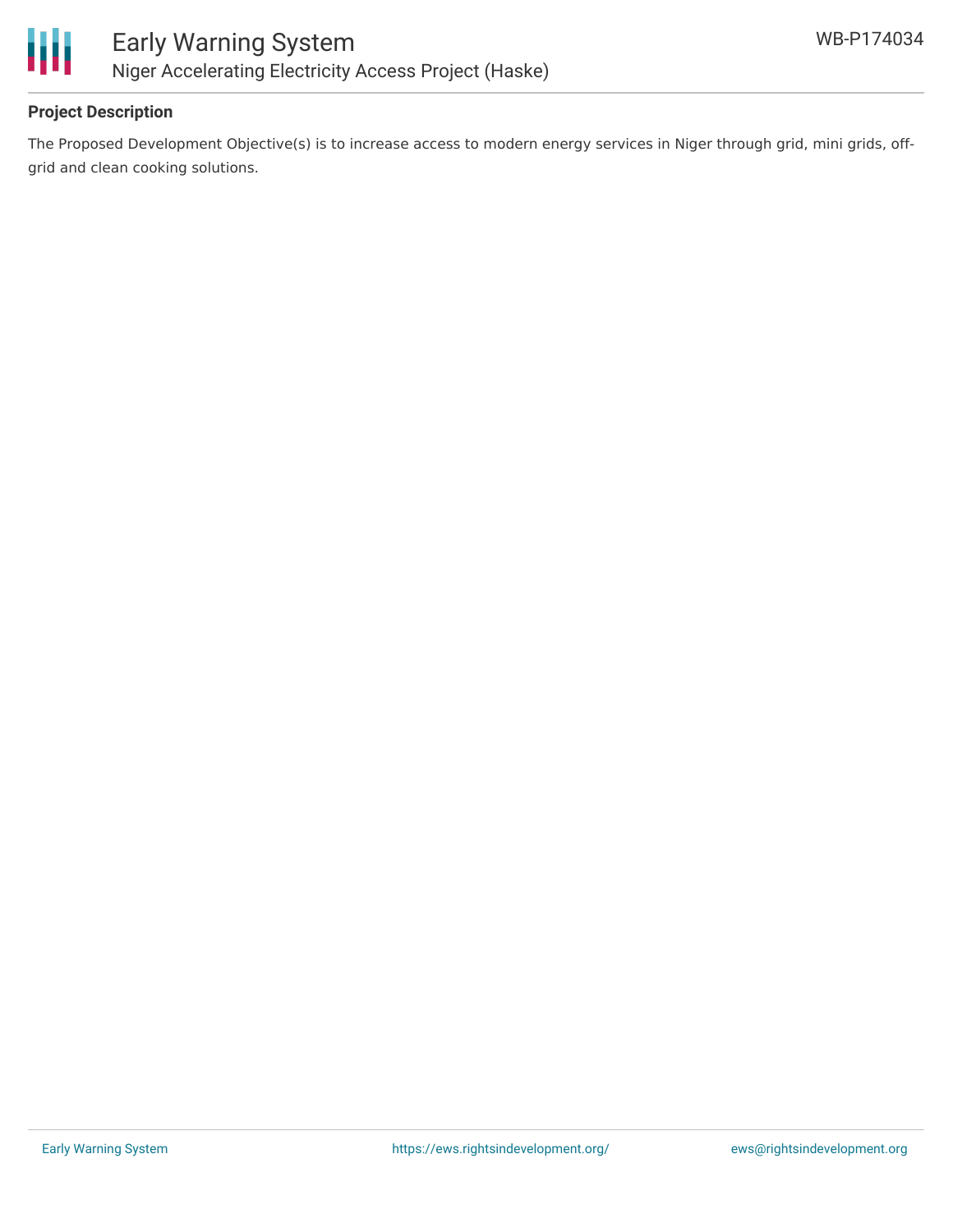## Project Description

The Proposed Development Objective(s) is to increase access to modern energy services in Niger through grid, mini grids, off-grid and clean cooking solutions.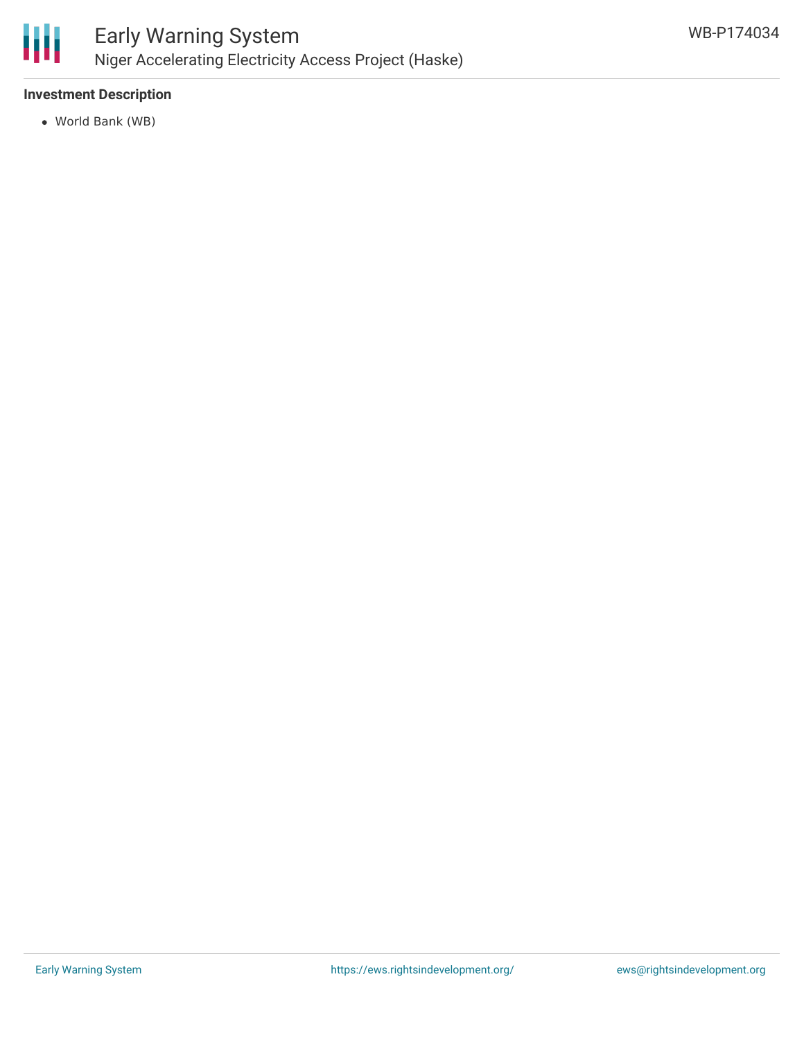**Investment Description**

- World Bank (WB)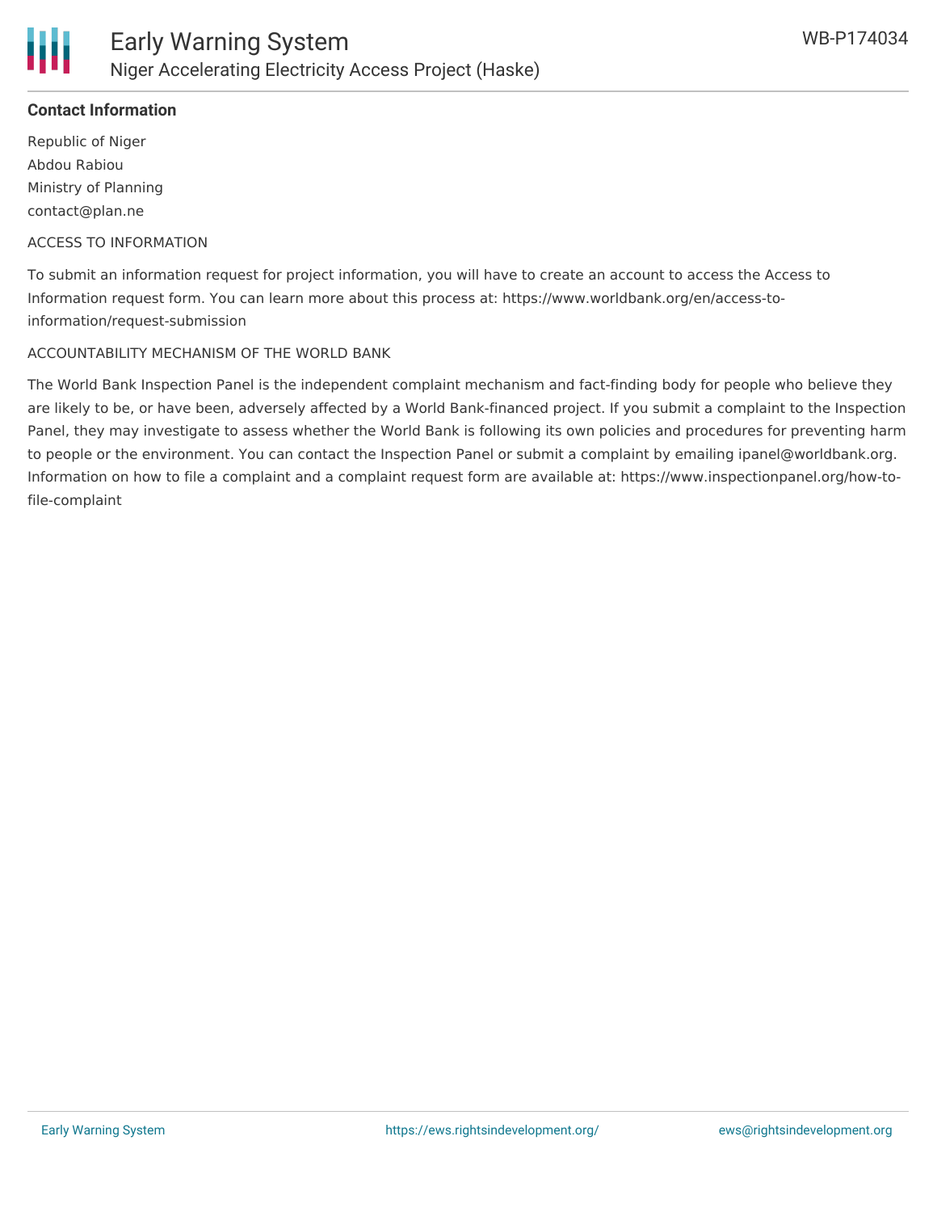**Contact Information**

Republic of Niger
Abdou Rabiou
Ministry of Planning
contact@plan.ne

ACCESS TO INFORMATION

To submit an information request for project information, you will have to create an account to access the Access to Information request form. You can learn more about this process at: https://www.worldbank.org/en/access-to-information/request-submission

ACCOUNTABILITY MECHANISM OF THE WORLD BANK

The World Bank Inspection Panel is the independent complaint mechanism and fact-finding body for people who believe they are likely to be, or have been, adversely affected by a World Bank-financed project. If you submit a complaint to the Inspection Panel, they may investigate to assess whether the World Bank is following its own policies and procedures for preventing harm to people or the environment. You can contact the Inspection Panel or submit a complaint by emailing ipanel@worldbank.org. Information on how to file a complaint and a complaint request form are available at: https://www.inspectionpanel.org/how-to-file-complaint